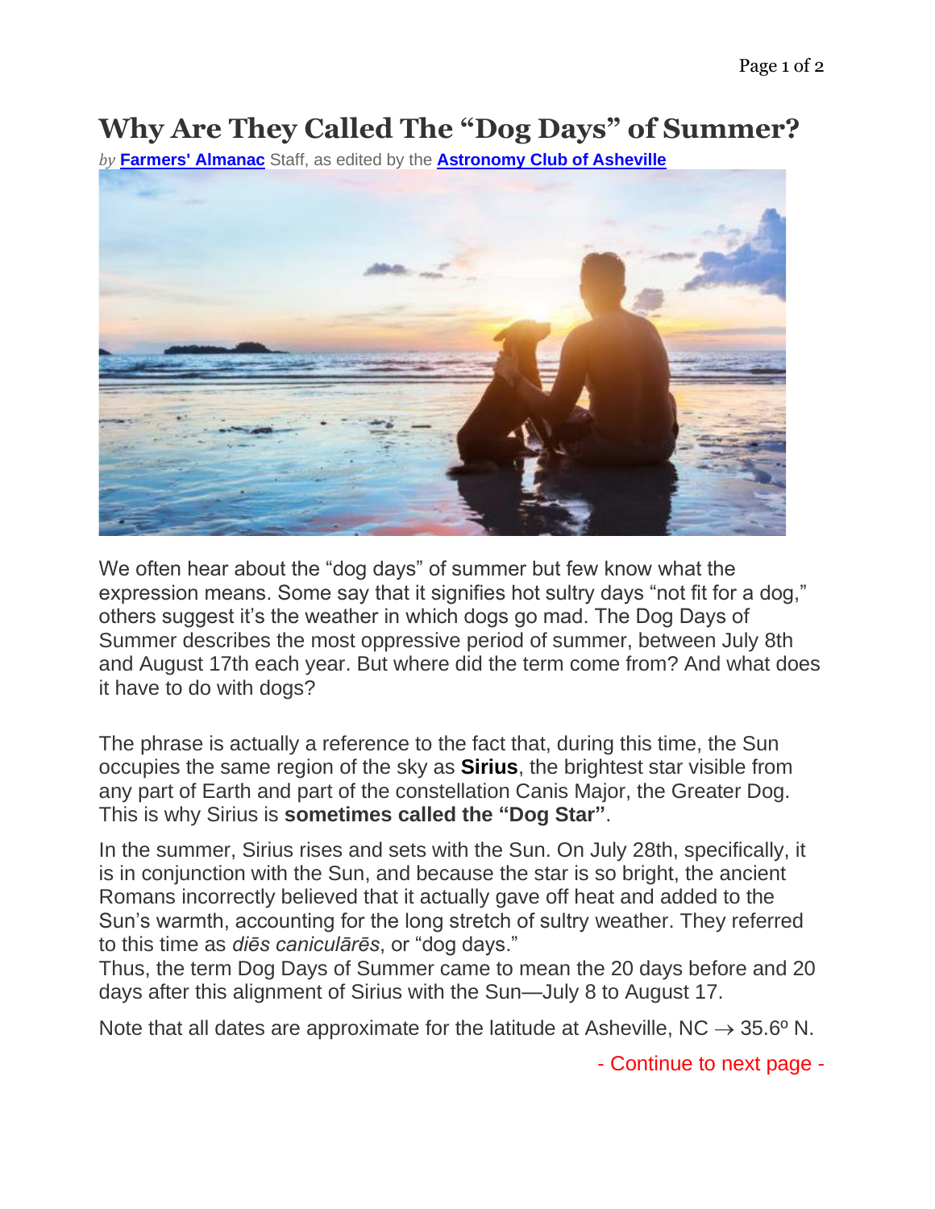# Why Are They Called The "Dog Days" of Summer?

*by* **Farmers' Almanac** Staff, as edited by the **Astronomy Club of Asheville**

We often hear about the "dog days" of summer but few know what the expression means. Some say that it signifies hot sultry days "not fit for a dog," others suggest it's the weather in which dogs go mad. The Dog Days of Summer describes the most oppressive period of summer, between July 8th and August 17th each year. But where did the term come from? And what does it have to do with dogs?

The phrase is actually a reference to the fact that, during this time, the Sun occupies the same region of the sky as **Sirius**, the brightest star visible from any part of Earth and part of the constellation Canis Major, the Greater Dog. This is why Sirius is **sometimes called the "Dog Star"**.

In the summer, Sirius rises and sets with the Sun. On July 28th, specifically, it is in conjunction with the Sun, and because the star is so bright, the ancient Romans incorrectly believed that it actually gave off heat and added to the Sun's warmth, accounting for the long stretch of sultry weather. They referred to this time as *diēs caniculārēs*, or "dog days."

Thus, the term Dog Days of Summer came to mean the 20 days before and 20 days after this alignment of Sirius with the Sun—July 8 to August 17.

Note that all dates are approximate for the latitude at Asheville, NC → 35.6º N.

- Continue to next page -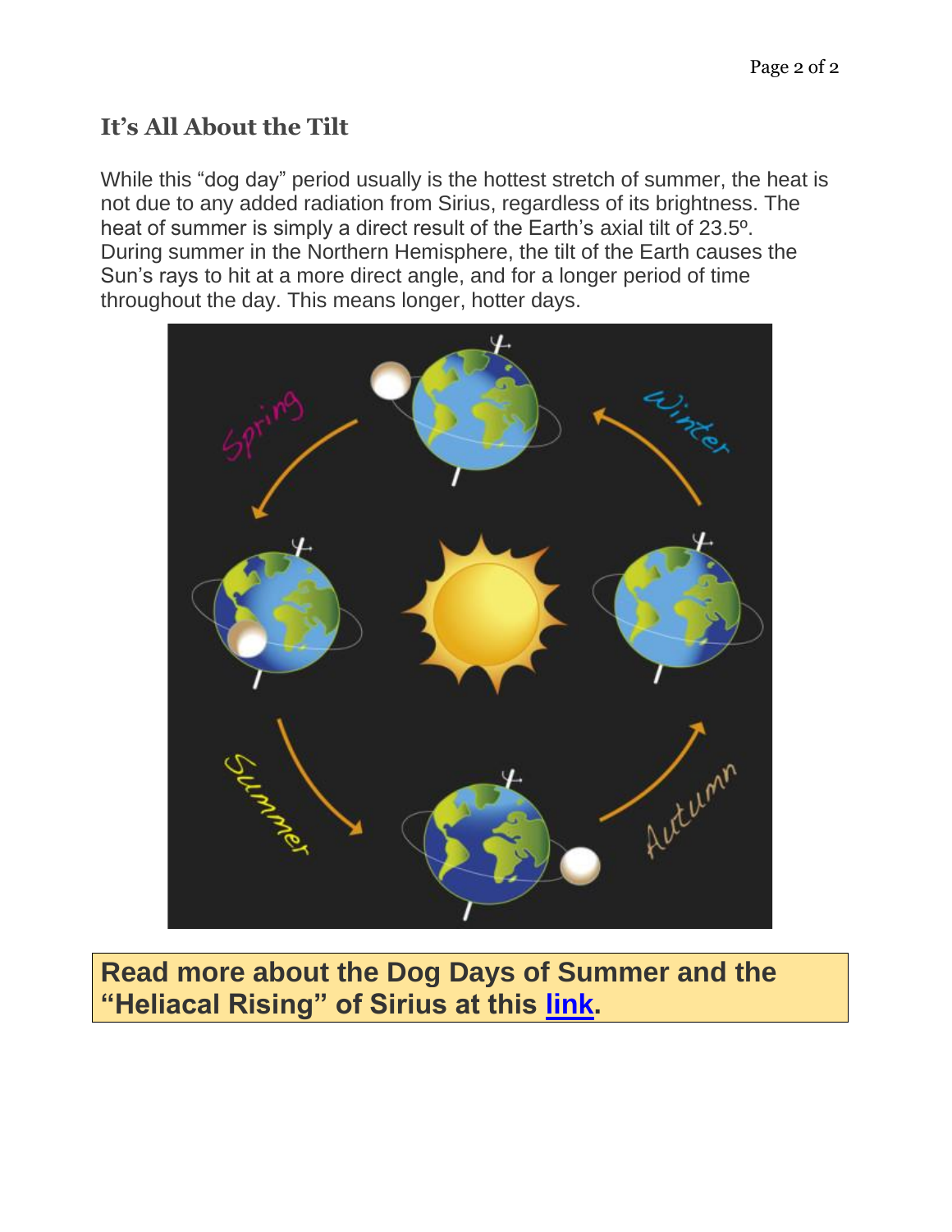## It's All About the Tilt

While this "dog day" period usually is the hottest stretch of summer, the heat is not due to any added radiation from Sirius, regardless of its brightness. The heat of summer is simply a direct result of the Earth's axial tilt of 23.5º. During summer in the Northern Hemisphere, the tilt of the Earth causes the Sun's rays to hit at a more direct angle, and for a longer period of time throughout the day. This means longer, hotter days.

Spring

Winter

Summer

Autumn

**Read more about the Dog Days of Summer and the "Heliacal Rising" of Sirius at this link.**